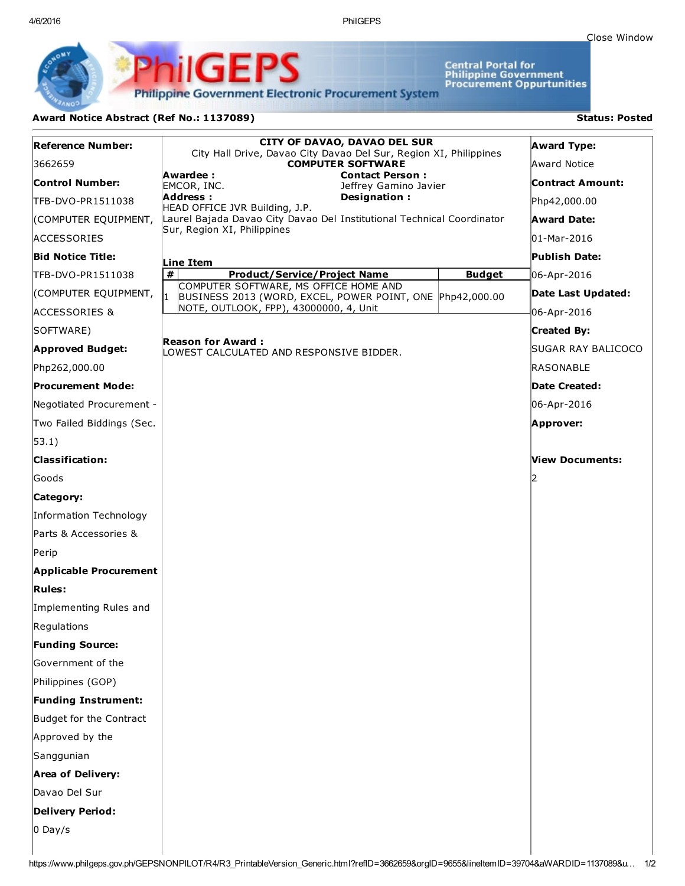Close Window

**PhilGEPS** — Philippine Government Electronic Procurement System

Central Portal for Philippine Government Procurement Oppurtunities

**Award Notice Abstract (Ref No.: 1137089)**

**Status: Posted**

**Reference Number:**
3662659

**Control Number:**
TFB-DVO-PR1511038 (COMPUTER EQUIPMENT, ACCESSORIES

**Bid Notice Title:**
TFB-DVO-PR1511038 (COMPUTER EQUIPMENT, ACCESSORIES & SOFTWARE)

**Approved Budget:**
Php262,000.00

**Procurement Mode:**
Negotiated Procurement - Two Failed Biddings (Sec. 53.1)

**Classification:**
Goods

**Category:**
Information Technology Parts & Accessories & Perip

**Applicable Procurement Rules:**
Implementing Rules and Regulations

**Funding Source:**
Government of the Philippines (GOP)

**Funding Instrument:**
Budget for the Contract Approved by the Sanggunian

**Area of Delivery:**
Davao Del Sur

**Delivery Period:**
0 Day/s

---

**CITY OF DAVAO, DAVAO DEL SUR**
City Hall Drive, Davao City Davao Del Sur, Region XI, Philippines
**COMPUTER SOFTWARE**

**Awardee :**
EMCOR, INC.

**Address :**
HEAD OFFICE JVR Building, J.P. Laurel Bajada Davao City Davao Del Sur, Region XI, Philippines

**Contact Person :**
Jeffrey Gamino Javier

**Designation :**
Institutional Technical Coordinator

**Line Item**

| # | Product/Service/Project Name | Budget |
|---|---|---|
| 1 | COMPUTER SOFTWARE, MS OFFICE HOME AND BUSINESS 2013 (WORD, EXCEL, POWER POINT, ONE NOTE, OUTLOOK, FPP), 43000000, 4, Unit | Php42,000.00 |

**Reason for Award :**
LOWEST CALCULATED AND RESPONSIVE BIDDER.

---

**Award Type:**
Award Notice

**Contract Amount:**
Php42,000.00

**Award Date:**
01-Mar-2016

**Publish Date:**
06-Apr-2016

**Date Last Updated:**
06-Apr-2016

**Created By:**
SUGAR RAY BALICOCO RASONABLE

**Date Created:**
06-Apr-2016

**Approver:**

**View Documents:**
2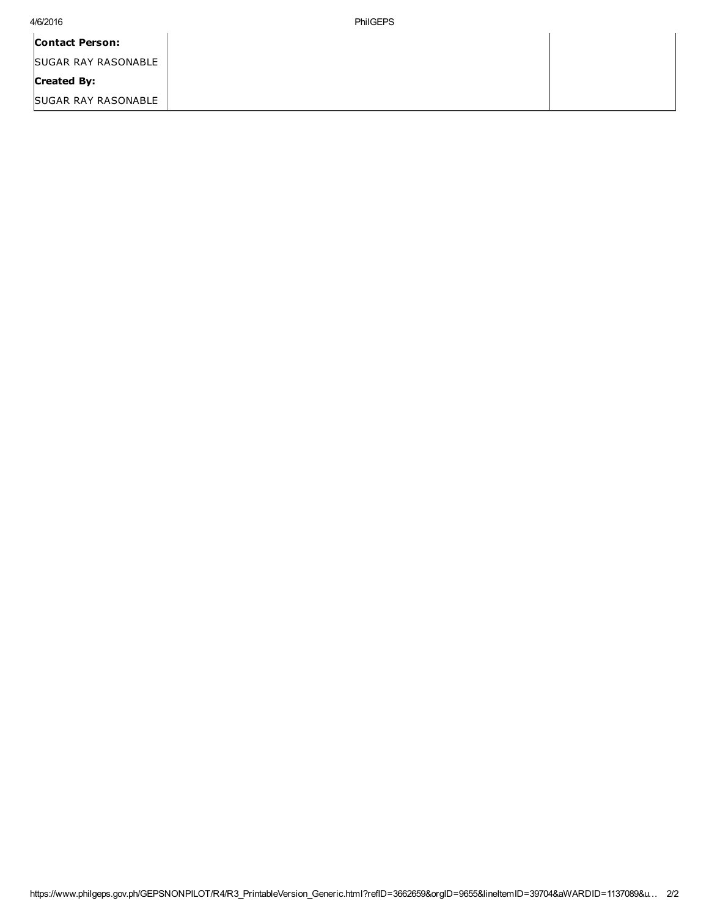| | | |
|---|---|---|
| **Contact Person:** | | |
| SUGAR RAY RASONABLE | | |
| **Created By:** | | |
| SUGAR RAY RASONABLE | | |